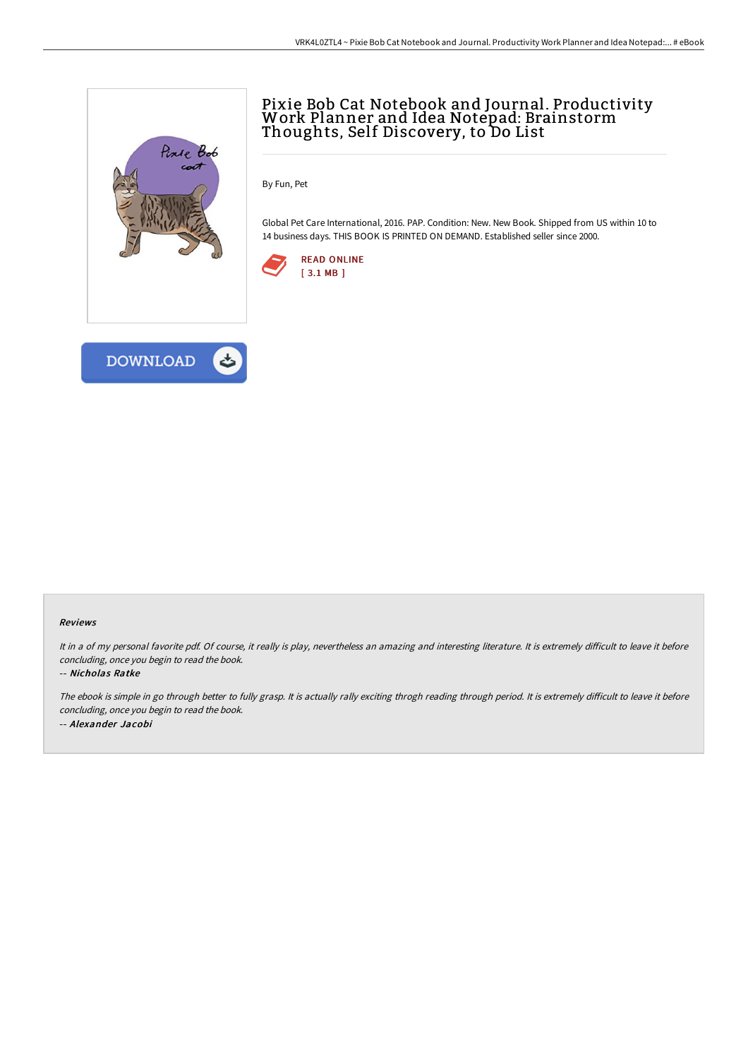# Pixie Bob Cat Notebook and Journal. Productivity Work Planner and Idea Notepad: Brainstorm Thoughts, Self Discovery, to Do List

By Fun, Pet

Global Pet Care International, 2016. PAP. Condition: New. New Book. Shipped from US within 10 to 14 business days. THIS BOOK IS PRINTED ON DEMAND. Established seller since 2000.

READ ONLINE
[ 3.1 MB ]

DOWNLOAD

#### Reviews

*It in a of my personal favorite pdf. Of course, it really is play, nevertheless an amazing and interesting literature. It is extremely difficult to leave it before concluding, once you begin to read the book.*

*-- **Nicholas Ratke***

*The ebook is simple in go through better to fully grasp. It is actually rally exciting throgh reading through period. It is extremely difficult to leave it before concluding, once you begin to read the book.*

*-- **Alexander Jacobi***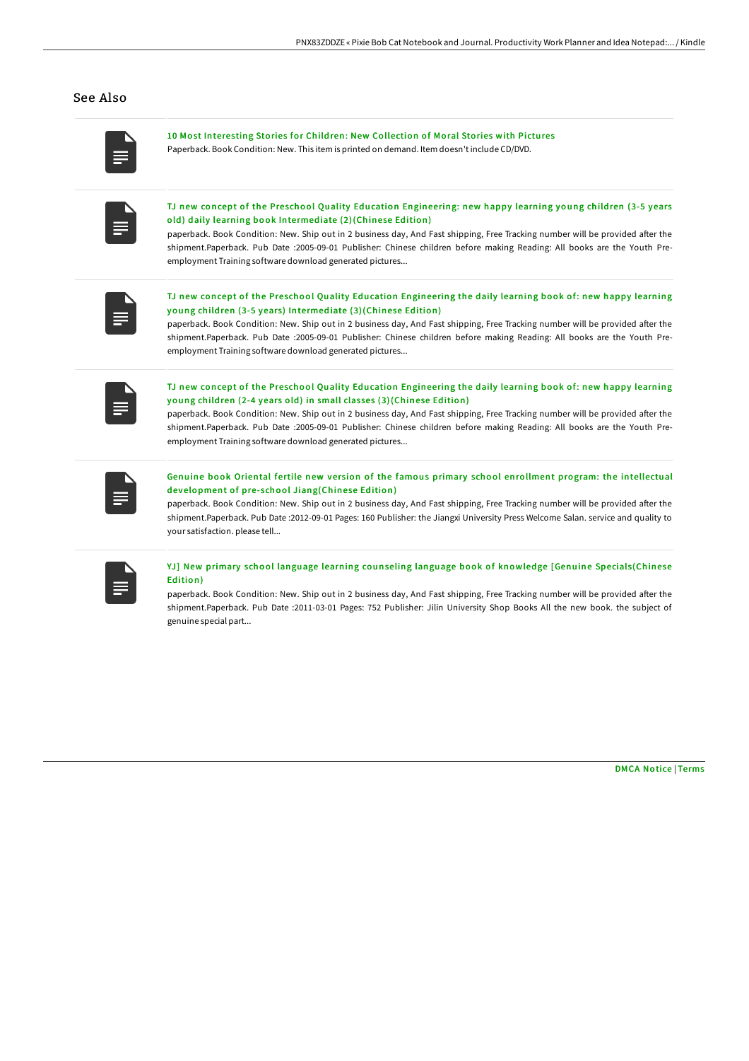## See Also

**10 Most Interesting Stories for Children: New Collection of Moral Stories with Pictures**
Paperback. Book Condition: New. This item is printed on demand. Item doesn't include CD/DVD.

**TJ new concept of the Preschool Quality Education Engineering: new happy learning young children (3-5 years old) daily learning book Intermediate (2)(Chinese Edition)**
paperback. Book Condition: New. Ship out in 2 business day, And Fast shipping, Free Tracking number will be provided after the shipment.Paperback. Pub Date :2005-09-01 Publisher: Chinese children before making Reading: All books are the Youth Pre-employment Training software download generated pictures...

**TJ new concept of the Preschool Quality Education Engineering the daily learning book of: new happy learning young children (3-5 years) Intermediate (3)(Chinese Edition)**
paperback. Book Condition: New. Ship out in 2 business day, And Fast shipping, Free Tracking number will be provided after the shipment.Paperback. Pub Date :2005-09-01 Publisher: Chinese children before making Reading: All books are the Youth Pre-employment Training software download generated pictures...

**TJ new concept of the Preschool Quality Education Engineering the daily learning book of: new happy learning young children (2-4 years old) in small classes (3)(Chinese Edition)**
paperback. Book Condition: New. Ship out in 2 business day, And Fast shipping, Free Tracking number will be provided after the shipment.Paperback. Pub Date :2005-09-01 Publisher: Chinese children before making Reading: All books are the Youth Pre-employment Training software download generated pictures...

**Genuine book Oriental fertile new version of the famous primary school enrollment program: the intellectual development of pre-school Jiang(Chinese Edition)**
paperback. Book Condition: New. Ship out in 2 business day, And Fast shipping, Free Tracking number will be provided after the shipment.Paperback. Pub Date :2012-09-01 Pages: 160 Publisher: the Jiangxi University Press Welcome Salan. service and quality to your satisfaction. please tell...

**YJ] New primary school language learning counseling language book of knowledge [Genuine Specials(Chinese Edition)**
paperback. Book Condition: New. Ship out in 2 business day, And Fast shipping, Free Tracking number will be provided after the shipment.Paperback. Pub Date :2011-03-01 Pages: 752 Publisher: Jilin University Shop Books All the new book. the subject of genuine special part...